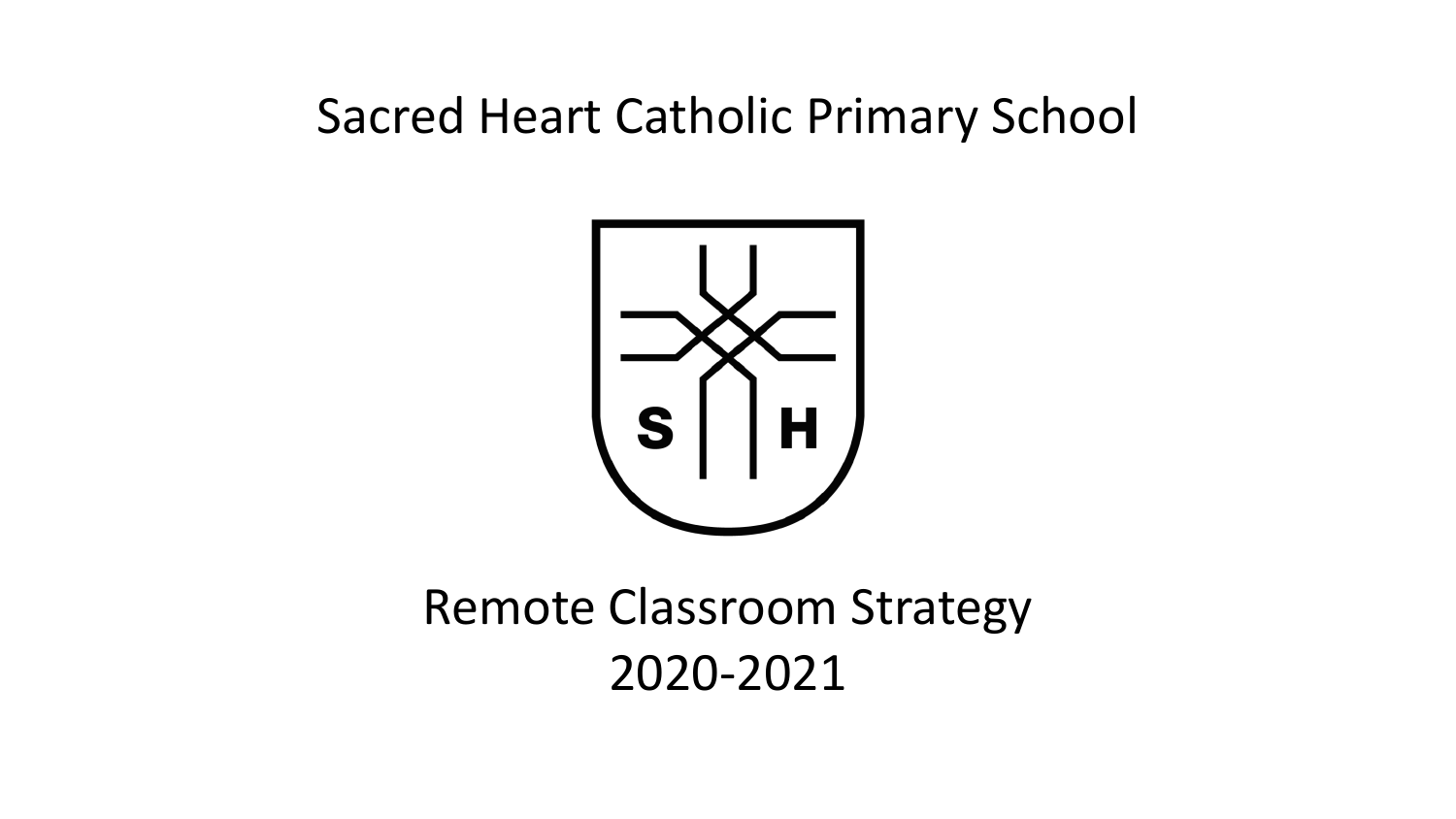# Sacred Heart Catholic Primary School

S H

## Remote Classroom Strategy 2020-2021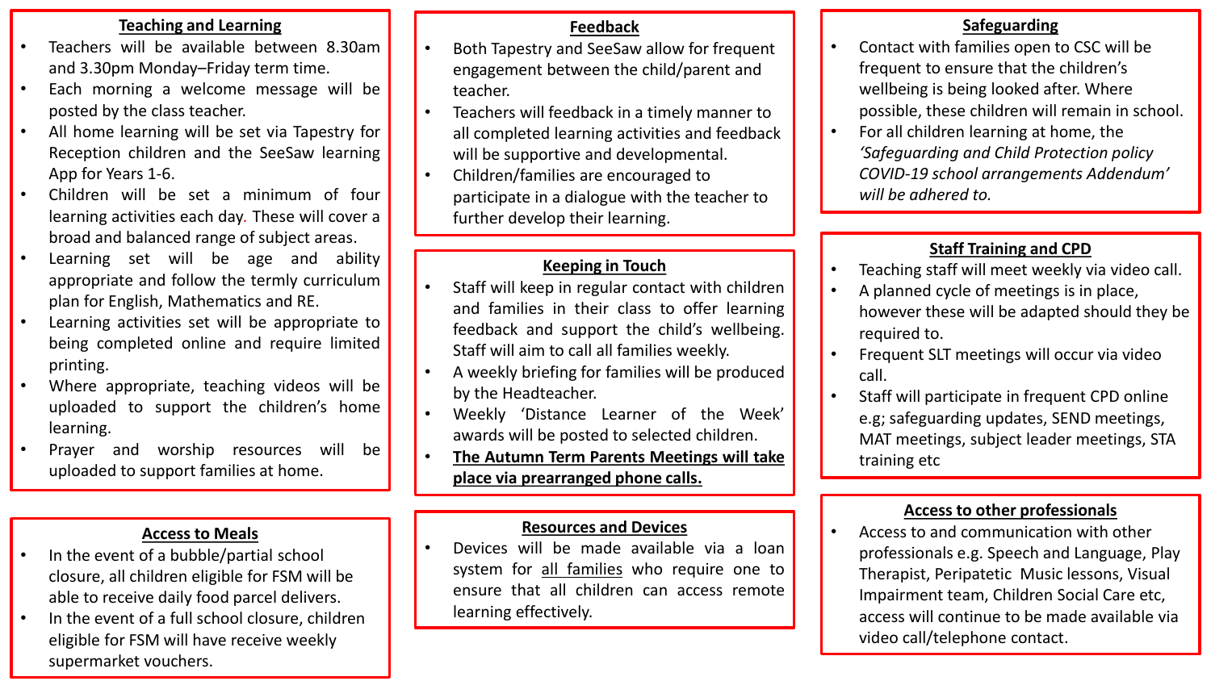## Teaching and Learning

- Teachers will be available between 8.30am and 3.30pm Monday–Friday term time.
- Each morning a welcome message will be posted by the class teacher.
- All home learning will be set via Tapestry for Reception children and the SeeSaw learning App for Years 1-6.
- Children will be set a minimum of four learning activities each day. These will cover a broad and balanced range of subject areas.
- Learning set will be age and ability appropriate and follow the termly curriculum plan for English, Mathematics and RE.
- Learning activities set will be appropriate to being completed online and require limited printing.
- Where appropriate, teaching videos will be uploaded to support the children's home learning.
- Prayer and worship resources will be uploaded to support families at home.

## Access to Meals

- In the event of a bubble/partial school closure, all children eligible for FSM will be able to receive daily food parcel delivers.
- In the event of a full school closure, children eligible for FSM will have receive weekly supermarket vouchers.

## Feedback

- Both Tapestry and SeeSaw allow for frequent engagement between the child/parent and teacher.
- Teachers will feedback in a timely manner to all completed learning activities and feedback will be supportive and developmental.
- Children/families are encouraged to participate in a dialogue with the teacher to further develop their learning.

## Keeping in Touch

- Staff will keep in regular contact with children and families in their class to offer learning feedback and support the child's wellbeing. Staff will aim to call all families weekly.
- A weekly briefing for families will be produced by the Headteacher.
- Weekly 'Distance Learner of the Week' awards will be posted to selected children.
- **The Autumn Term Parents Meetings will take place via prearranged phone calls.**

## Resources and Devices

- Devices will be made available via a loan system for all families who require one to ensure that all children can access remote learning effectively.

## Safeguarding

- Contact with families open to CSC will be frequent to ensure that the children's wellbeing is being looked after. Where possible, these children will remain in school.
- For all children learning at home, the *'Safeguarding and Child Protection policy COVID-19 school arrangements Addendum' will be adhered to.*

## Staff Training and CPD

- Teaching staff will meet weekly via video call.
- A planned cycle of meetings is in place, however these will be adapted should they be required to.
- Frequent SLT meetings will occur via video call.
- Staff will participate in frequent CPD online e.g; safeguarding updates, SEND meetings, MAT meetings, subject leader meetings, STA training etc

## Access to other professionals

- Access to and communication with other professionals e.g. Speech and Language, Play Therapist, Peripatetic Music lessons, Visual Impairment team, Children Social Care etc, access will continue to be made available via video call/telephone contact.